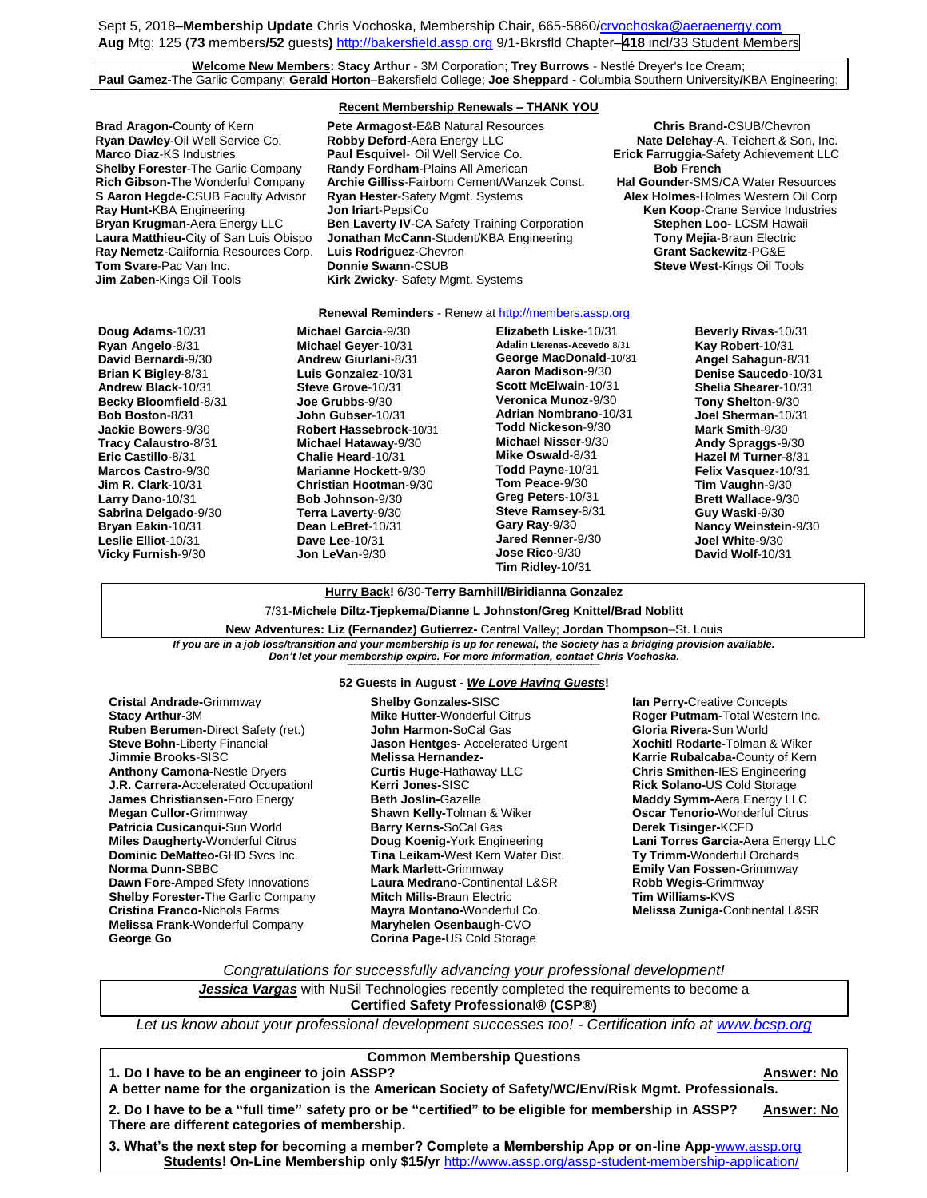Sept 5, 2018–**Membership Update** Chris Vochoska, Membership Chair, 665-5860/crvochoska@aeraenergy.com
**Aug** Mtg: 125 (**73** members**/52** guests**)** http://bakersfield.assp.org 9/1-Bkrsfld Chapter–**418** incl/33 Student Members

**Welcome New Members: Stacy Arthur** - 3M Corporation; **Trey Burrows** - Nestlé Dreyer's Ice Cream; **Paul Gamez-**The Garlic Company; **Gerald Horton**–Bakersfield College; **Joe Sheppard -** Columbia Southern University**/**KBA Engineering;

## Recent Membership Renewals – THANK YOU

**Brad Aragon-**County of Kern
**Ryan Dawley**-Oil Well Service Co.
**Marco Diaz**-KS Industries
**Shelby Forester**-The Garlic Company
**Rich Gibson-**The Wonderful Company
**S Aaron Hegde-**CSUB Faculty Advisor
**Ray Hunt-**KBA Engineering
**Bryan Krugman-**Aera Energy LLC
**Laura Matthieu-**City of San Luis Obispo
**Ray Nemetz**-California Resources Corp.
**Tom Svare**-Pac Van Inc.
**Jim Zaben-**Kings Oil Tools
**Pete Armagost**-E&B Natural Resources
**Robby Deford-**Aera Energy LLC
**Paul Esquivel**- Oil Well Service Co.
**Randy Fordham**-Plains All American
**Archie Gilliss**-Fairborn Cement/Wanzek Const.
**Ryan Hester**-Safety Mgmt. Systems
**Jon Iriart**-PepsiCo
**Ben Laverty IV**-CA Safety Training Corporation
**Jonathan McCann**-Student/KBA Engineering
**Luis Rodriguez**-Chevron
**Donnie Swann**-CSUB
**Kirk Zwicky**- Safety Mgmt. Systems
**Chris Brand-**CSUB/Chevron
**Nate Delehay**-A. Teichert & Son, Inc.
**Erick Farruggia**-Safety Achievement LLC
**Bob French**
**Hal Gounder**-SMS/CA Water Resources
**Alex Holmes**-Holmes Western Oil Corp
**Ken Koop**-Crane Service Industries
**Stephen Loo-** LCSM Hawaii
**Tony Mejia**-Braun Electric
**Grant Sackewitz**-PG&E
**Steve West**-Kings Oil Tools

## Renewal Reminders - Renew at http://members.assp.org

**Doug Adams**-10/31
**Ryan Angelo**-8/31
**David Bernardi**-9/30
**Brian K Bigley**-8/31
**Andrew Black**-10/31
**Becky Bloomfield**-8/31
**Bob Boston**-8/31
**Jackie Bowers**-9/30
**Tracy Calaustro**-8/31
**Eric Castillo**-8/31
**Marcos Castro**-9/30
**Jim R. Clark**-10/31
**Larry Dano**-10/31
**Sabrina Delgado**-9/30
**Bryan Eakin**-10/31
**Leslie Elliot**-10/31
**Vicky Furnish**-9/30
**Michael Garcia**-9/30
**Michael Geyer**-10/31
**Andrew Giurlani**-8/31
**Luis Gonzalez**-10/31
**Steve Grove**-10/31
**Joe Grubbs**-9/30
**John Gubser**-10/31
**Robert Hassebrock**-10/31
**Michael Hataway**-9/30
**Chalie Heard**-10/31
**Marianne Hockett**-9/30
**Christian Hootman**-9/30
**Bob Johnson**-9/30
**Terra Laverty**-9/30
**Dean LeBret**-10/31
**Dave Lee**-10/31
**Jon LeVan**-9/30
**Elizabeth Liske**-10/31
**Adalin Llerenas-Acevedo** 8/31
**George MacDonald**-10/31
**Aaron Madison**-9/30
**Scott McElwain**-10/31
**Veronica Munoz**-9/30
**Adrian Nombrano**-10/31
**Todd Nickeson**-9/30
**Michael Nisser**-9/30
**Mike Oswald**-8/31
**Todd Payne**-10/31
**Tom Peace**-9/30
**Greg Peters**-10/31
**Steve Ramsey**-8/31
**Gary Ray**-9/30
**Jared Renner**-9/30
**Jose Rico**-9/30
**Tim Ridley**-10/31
**Beverly Rivas**-10/31
**Kay Robert**-10/31
**Angel Sahagun**-8/31
**Denise Saucedo**-10/31
**Shelia Shearer**-10/31
**Tony Shelton**-9/30
**Joel Sherman**-10/31
**Mark Smith**-9/30
**Andy Spraggs**-9/30
**Hazel M Turner**-8/31
**Felix Vasquez**-10/31
**Tim Vaughn**-9/30
**Brett Wallace**-9/30
**Guy Waski**-9/30
**Nancy Weinstein**-9/30
**Joel White**-9/30
**David Wolf**-10/31

**Hurry Back!** 6/30-**Terry Barnhill/Biridianna Gonzalez**
7/31-**Michele Diltz-Tjepkema/Dianne L Johnston/Greg Knittel/Brad Noblitt**
**New Adventures: Liz (Fernandez) Gutierrez-** Central Valley; **Jordan Thompson**–St. Louis

***If you are in a job loss/transition and your membership is up for renewal, the Society has a bridging provision available. Don't let your membership expire. For more information, contact Chris Vochoska.***

## 52 Guests in August - *We Love Having Guests*!

**Cristal Andrade-**Grimmway
**Stacy Arthur-**3M
**Ruben Berumen-**Direct Safety (ret.)
**Steve Bohn-**Liberty Financial
**Jimmie Brooks**-SISC
**Anthony Camona-**Nestle Dryers
**J.R. Carrera-**Accelerated Occupationl
**James Christiansen-**Foro Energy
**Megan Cullor-**Grimmway
**Patricia Cusicanqui-**Sun World
**Miles Daugherty-**Wonderful Citrus
**Dominic DeMatteo-**GHD Svcs Inc.
**Norma Dunn-**SBBC
**Dawn Fore-**Amped Sfety Innovations
**Shelby Forester-**The Garlic Company
**Cristina Franco-**Nichols Farms
**Melissa Frank-**Wonderful Company
**George Go**
**Shelby Gonzales-**SISC
**Mike Hutter-**Wonderful Citrus
**John Harmon-**SoCal Gas
**Jason Hentges-** Accelerated Urgent
**Melissa Hernandez-**
**Curtis Huge-**Hathaway LLC
**Kerri Jones-**SISC
**Beth Joslin-**Gazelle
**Shawn Kelly-**Tolman & Wiker
**Barry Kerns-**SoCal Gas
**Doug Koenig-**York Engineering
**Tina Leikam-**West Kern Water Dist.
**Mark Marlett**-Grimmway
**Laura Medrano-**Continental L&SR
**Mitch Mills-**Braun Electric
**Mayra Montano-**Wonderful Co.
**Maryhelen Osenbaugh-**CVO
**Corina Page-**US Cold Storage
**Ian Perry-**Creative Concepts
**Roger Putmam-**Total Western Inc.
**Gloria Rivera-**Sun World
**Xochitl Rodarte-**Tolman & Wiker
**Karrie Rubalcaba-**County of Kern
**Chris Smithen-**IES Engineering
**Rick Solano-**US Cold Storage
**Maddy Symm-**Aera Energy LLC
**Oscar Tenorio-**Wonderful Citrus
**Derek Tisinger-**KCFD
**Lani Torres Garcia-**Aera Energy LLC
**Ty Trimm-**Wonderful Orchards
**Emily Van Fossen-**Grimmway
**Robb Wegis-**Grimmway
**Tim Williams-**KVS
**Melissa Zuniga-**Continental L&SR

*Congratulations for successfully advancing your professional development!*

***Jessica Vargas*** with NuSil Technologies recently completed the requirements to become a **Certified Safety Professional® (CSP®)**

*Let us know about your professional development successes too! - Certification info at www.bcsp.org*

## Common Membership Questions

**1. Do I have to be an engineer to join ASSP?** **Answer: No**
**A better name for the organization is the American Society of Safety/WC/Env/Risk Mgmt. Professionals.**

**2. Do I have to be a "full time" safety pro or be "certified" to be eligible for membership in ASSP?** **Answer: No**
**There are different categories of membership.**

**3. What's the next step for becoming a member? Complete a Membership App or on-line App-**www.assp.org
**Students! On-Line Membership only $15/yr** http://www.assp.org/assp-student-membership-application/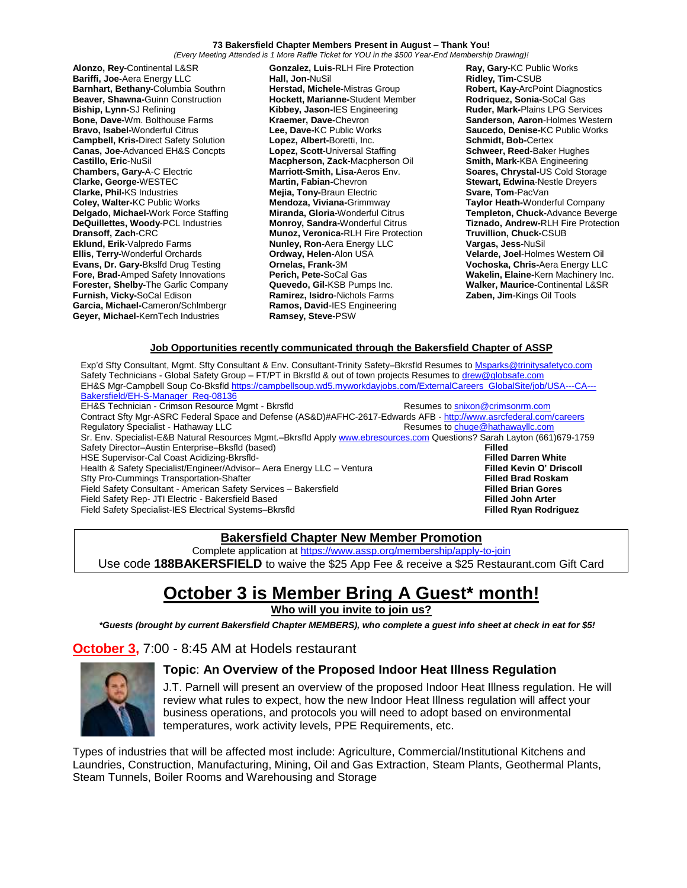**73 Bakersfield Chapter Members Present in August – Thank You!**

*(Every Meeting Attended is 1 More Raffle Ticket for YOU in the $500 Year-End Membership Drawing)!*

**Alonzo, Rey-**Continental L&SR
**Bariffi, Joe-**Aera Energy LLC
**Barnhart, Bethany-**Columbia Southrn
**Beaver, Shawna-**Guinn Construction
**Biship, Lynn-**SJ Refining
**Bone, Dave-**Wm. Bolthouse Farms
**Bravo, Isabel-**Wonderful Citrus
**Campbell, Kris-**Direct Safety Solution
**Canas, Joe-**Advanced EH&S Concpts
**Castillo, Eric**-NuSil
**Chambers, Gary-**A-C Electric
**Clarke, George-**WESTEC
**Clarke, Phil-**KS Industries
**Coley, Walter-**KC Public Works
**Delgado, Michael-**Work Force Staffing
**DeQuillettes, Woody**-PCL Industries
**Dransoff, Zach**-CRC
**Eklund, Erik-**Valpredo Farms
**Ellis, Terry-**Wonderful Orchards
**Evans, Dr. Gary-**Bkslfd Drug Testing
**Fore, Brad-**Amped Safety Innovations
**Forester, Shelby-**The Garlic Company
**Furnish, Vicky-**SoCal Edison
**Garcia, Michael-**Cameron/Schlmbergr
**Geyer, Michael-**KernTech Industries
**Gonzalez, Luis-**RLH Fire Protection
**Hall, Jon-**NuSil
**Herstad, Michele-**Mistras Group
**Hockett, Marianne-**Student Member
**Kibbey, Jason-**IES Engineering
**Kraemer, Dave-**Chevron
**Lee, Dave-**KC Public Works
**Lopez, Albert-**Boretti, Inc.
**Lopez, Scott-**Universal Staffing
**Macpherson, Zack-**Macpherson Oil
**Marriott-Smith, Lisa-**Aeros Env.
**Martin, Fabian-**Chevron
**Mejia, Tony-**Braun Electric
**Mendoza, Viviana-**Grimmway
**Miranda, Gloria-**Wonderful Citrus
**Monroy, Sandra-**Wonderful Citrus
**Munoz, Veronica-**RLH Fire Protection
**Nunley, Ron-**Aera Energy LLC
**Ordway, Helen-**Alon USA
**Ornelas, Frank-**3M
**Perich, Pete-**SoCal Gas
**Quevedo, Gil-**KSB Pumps Inc.
**Ramirez, Isidro**-Nichols Farms
**Ramos, David**-IES Engineering
**Ramsey, Steve-**PSW
**Ray, Gary-**KC Public Works
**Ridley, Tim-**CSUB
**Robert, Kay-**ArcPoint Diagnostics
**Rodriquez, Sonia-**SoCal Gas
**Ruder, Mark-**Plains LPG Services
**Sanderson, Aaron**-Holmes Western
**Saucedo, Denise-**KC Public Works
**Schmidt, Bob-**Certex
**Schweer, Reed-**Baker Hughes
**Smith, Mark-**KBA Engineering
**Soares, Chrystal-**US Cold Storage
**Stewart, Edwina**-Nestle Dreyers
**Svare, Tom**-PacVan
**Taylor Heath-**Wonderful Company
**Templeton, Chuck-**Advance Beverge
**Tiznado, Andrew-**RLH Fire Protection
**Truvillion, Chuck-**CSUB
**Vargas, Jess-**NuSil
**Velarde, Joel**-Holmes Western Oil
**Vochoska, Chris-**Aera Energy LLC
**Wakelin, Elaine-**Kern Machinery Inc.
**Walker, Maurice-**Continental L&SR
**Zaben, Jim**-Kings Oil Tools

## Job Opportunities recently communicated through the Bakersfield Chapter of ASSP

Exp'd Sfty Consultant, Mgmt. Sfty Consultant & Env. Consultant-Trinity Safety–Bksfld Resumes to Msparks@trinitysafetyco.com
Safety Technicians - Global Safety Group – FT/PT in Bksfld & out of town projects Resumes to drew@globsafe.com
EH&S Mgr-Campbell Soup Co-Bksfld https://campbellsoup.wd5.myworkdayjobs.com/ExternalCareers_GlobalSite/job/USA---CA---Bakersfield/EH-S-Manager_Req-08136
EH&S Technician - Crimson Resource Mgmt - Bksfld Resumes to snixon@crimsonrm.com
Contract Sfty Mgr-ASRC Federal Space and Defense (AS&D)#AFHC-2617-Edwards AFB - http://www.asrcfederal.com/careers
Regulatory Specialist - Hathaway LLC Resumes to chuge@hathawayllc.com
Sr. Env. Specialist-E&B Natural Resources Mgmt.–Bksfld Apply www.ebresources.com Questions? Sarah Layton (661)679-1759
Safety Director–Austin Enterprise–Bksfld (based) **Filled**
HSE Supervisor-Cal Coast Acidizing-Bksfld- **Filled Darren White**
Health & Safety Specialist/Engineer/Advisor– Aera Energy LLC – Ventura **Filled Kevin O' Driscoll**
Sfty Pro-Cummings Transportation-Shafter **Filled Brad Roskam**
Field Safety Consultant - American Safety Services – Bakersfield **Filled Brian Gores**
Field Safety Rep- JTI Electric - Bakersfield Based **Filled John Arter**
Field Safety Specialist-IES Electrical Systems–Bksfld **Filled Ryan Rodriguez**

## Bakersfield Chapter New Member Promotion

Complete application at https://www.assp.org/membership/apply-to-join
Use code **188BAKERSFIELD** to waive the $25 App Fee & receive a $25 Restaurant.com Gift Card

# October 3 is Member Bring A Guest* month!

**Who will you invite to join us?**

***Guests (brought by current Bakersfield Chapter MEMBERS), who complete a guest info sheet at check in eat for $5!***

## October 3, 7:00 - 8:45 AM at Hodels restaurant

### Topic: An Overview of the Proposed Indoor Heat Illness Regulation

J.T. Parnell will present an overview of the proposed Indoor Heat Illness regulation. He will review what rules to expect, how the new Indoor Heat Illness regulation will affect your business operations, and protocols you will need to adopt based on environmental temperatures, work activity levels, PPE Requirements, etc.

Types of industries that will be affected most include: Agriculture, Commercial/Institutional Kitchens and Laundries, Construction, Manufacturing, Mining, Oil and Gas Extraction, Steam Plants, Geothermal Plants, Steam Tunnels, Boiler Rooms and Warehousing and Storage